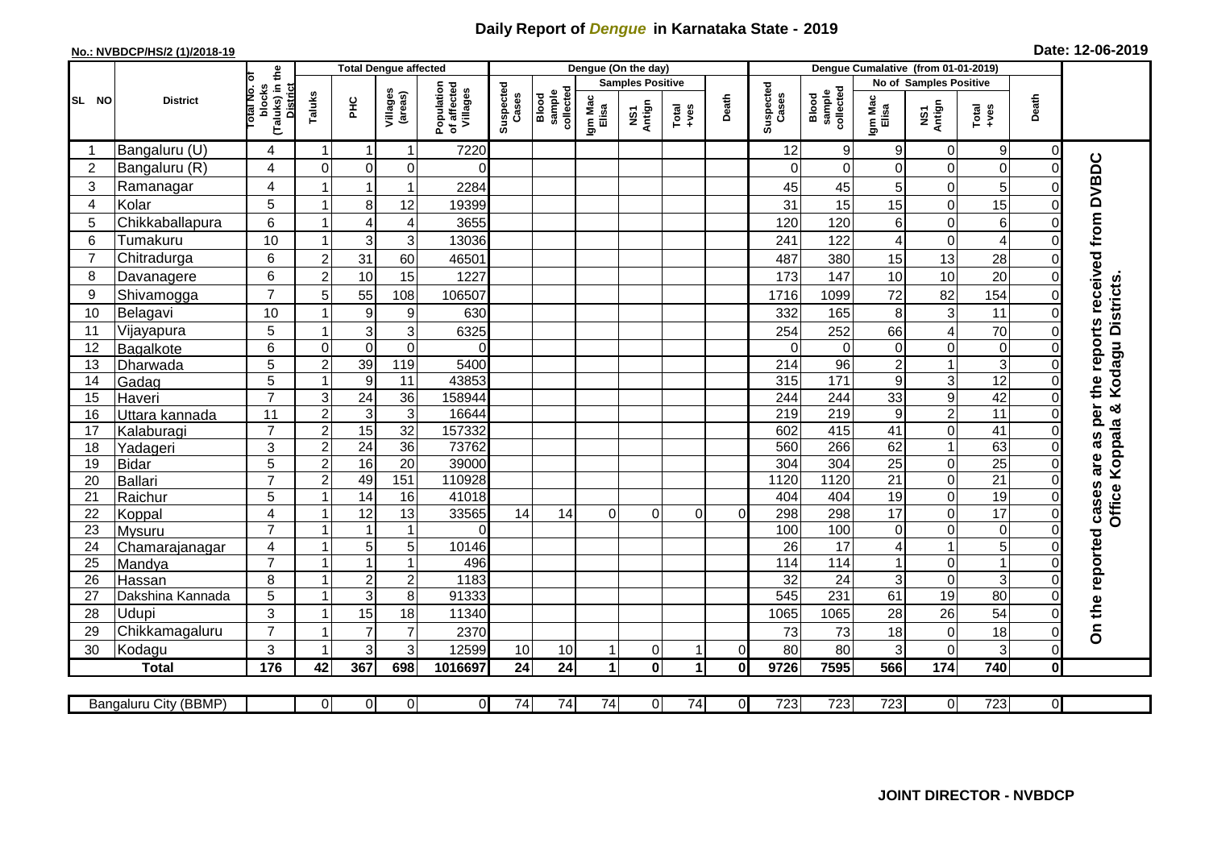# Daily Report of *Dengue* in Karnataka State - 2019

**No.: NVBDCP/HS/2 (1)/2018-19**

**Date: 12-06-2019**

| SL NO | District | Total No. of blocks (Taluks) in the District | Total Dengue affected | | | | Dengue (On the day) | | | | | | Dengue Cumalative (from 01-01-2019) | | | | | | |
|---|---|---|---|---|---|---|---|---|---|---|---|---|---|---|---|---|---|---|---|
| | | | Taluks | PHC | Villages (areas) | Population of affected Villages | Suspected Cases | Blood sample collected | Samples Positive | | | Death | Suspected Cases | Blood sample collected | No of Samples Positive | | | Death | |
| | | | | | | | | | Igm Mac Elisa | NS1 Antign | Total +ves | | | | Igm Mac Elisa | NS1 Antign | Total +ves | | |
| 1 | Bangaluru (U) | 4 | 1 | 1 | 1 | 7220 | | | | | | | 12 | 9 | 9 | 0 | 9 | 0 | On the reported cases are as per the reports received from DVBDC Office Koppala & Kodagu Districts. |
| 2 | Bangaluru (R) | 4 | 0 | 0 | 0 | 0 | | | | | | | 0 | 0 | 0 | 0 | 0 | 0 | |
| 3 | Ramanagar | 4 | 1 | 1 | 1 | 2284 | | | | | | | 45 | 45 | 5 | 0 | 5 | 0 | |
| 4 | Kolar | 5 | 1 | 8 | 12 | 19399 | | | | | | | 31 | 15 | 15 | 0 | 15 | 0 | |
| 5 | Chikkaballapura | 6 | 1 | 4 | 4 | 3655 | | | | | | | 120 | 120 | 6 | 0 | 6 | 0 | |
| 6 | Tumakuru | 10 | 1 | 3 | 3 | 13036 | | | | | | | 241 | 122 | 4 | 0 | 4 | 0 | |
| 7 | Chitradurga | 6 | 2 | 31 | 60 | 46501 | | | | | | | 487 | 380 | 15 | 13 | 28 | 0 | |
| 8 | Davanagere | 6 | 2 | 10 | 15 | 1227 | | | | | | | 173 | 147 | 10 | 10 | 20 | 0 | |
| 9 | Shivamogga | 7 | 5 | 55 | 108 | 106507 | | | | | | | 1716 | 1099 | 72 | 82 | 154 | 0 | |
| 10 | Belagavi | 10 | 1 | 9 | 9 | 630 | | | | | | | 332 | 165 | 8 | 3 | 11 | 0 | |
| 11 | Vijayapura | 5 | 1 | 3 | 3 | 6325 | | | | | | | 254 | 252 | 66 | 4 | 70 | 0 | |
| 12 | Bagalkote | 6 | 0 | 0 | 0 | 0 | | | | | | | 0 | 0 | 0 | 0 | 0 | 0 | |
| 13 | Dharwada | 5 | 2 | 39 | 119 | 5400 | | | | | | | 214 | 96 | 2 | 1 | 3 | 0 | |
| 14 | Gadag | 5 | 1 | 9 | 11 | 43853 | | | | | | | 315 | 171 | 9 | 3 | 12 | 0 | |
| 15 | Haveri | 7 | 3 | 24 | 36 | 158944 | | | | | | | 244 | 244 | 33 | 9 | 42 | 0 | |
| 16 | Uttara kannada | 11 | 2 | 3 | 3 | 16644 | | | | | | | 219 | 219 | 9 | 2 | 11 | 0 | |
| 17 | Kalaburagi | 7 | 2 | 15 | 32 | 157332 | | | | | | | 602 | 415 | 41 | 0 | 41 | 0 | |
| 18 | Yadageri | 3 | 2 | 24 | 36 | 73762 | | | | | | | 560 | 266 | 62 | 1 | 63 | 0 | |
| 19 | Bidar | 5 | 2 | 16 | 20 | 39000 | | | | | | | 304 | 304 | 25 | 0 | 25 | 0 | |
| 20 | Ballari | 7 | 2 | 49 | 151 | 110928 | | | | | | | 1120 | 1120 | 21 | 0 | 21 | 0 | |
| 21 | Raichur | 5 | 1 | 14 | 16 | 41018 | | | | | | | 404 | 404 | 19 | 0 | 19 | 0 | |
| 22 | Koppal | 4 | 1 | 12 | 13 | 33565 | 14 | 14 | 0 | 0 | 0 | 0 | 298 | 298 | 17 | 0 | 17 | 0 | |
| 23 | Mysuru | 7 | 1 | 1 | 1 | 0 | | | | | | | 100 | 100 | 0 | 0 | 0 | 0 | |
| 24 | Chamarajanagar | 4 | 1 | 5 | 5 | 10146 | | | | | | | 26 | 17 | 4 | 1 | 5 | 0 | |
| 25 | Mandya | 7 | 1 | 1 | 1 | 496 | | | | | | | 114 | 114 | 1 | 0 | 1 | 0 | |
| 26 | Hassan | 8 | 1 | 2 | 2 | 1183 | | | | | | | 32 | 24 | 3 | 0 | 3 | 0 | |
| 27 | Dakshina Kannada | 5 | 1 | 3 | 8 | 91333 | | | | | | | 545 | 231 | 61 | 19 | 80 | 0 | |
| 28 | Udupi | 3 | 1 | 15 | 18 | 11340 | | | | | | | 1065 | 1065 | 28 | 26 | 54 | 0 | |
| 29 | Chikkamagaluru | 7 | 1 | 7 | 7 | 2370 | | | | | | | 73 | 73 | 18 | 0 | 18 | 0 | |
| 30 | Kodagu | 3 | 1 | 3 | 3 | 12599 | 10 | 10 | 1 | 0 | 1 | 0 | 80 | 80 | 3 | 0 | 3 | 0 | |
| | **Total** | **176** | **42** | **367** | **698** | **1016697** | **24** | **24** | **1** | **0** | **1** | **0** | **9726** | **7595** | **566** | **174** | **740** | **0** | |
| | Bangaluru City (BBMP) | | 0 | 0 | 0 | 0 | 74 | 74 | 74 | 0 | 74 | 0 | 723 | 723 | 723 | 0 | 723 | 0 | |

**JOINT DIRECTOR - NVBDCP**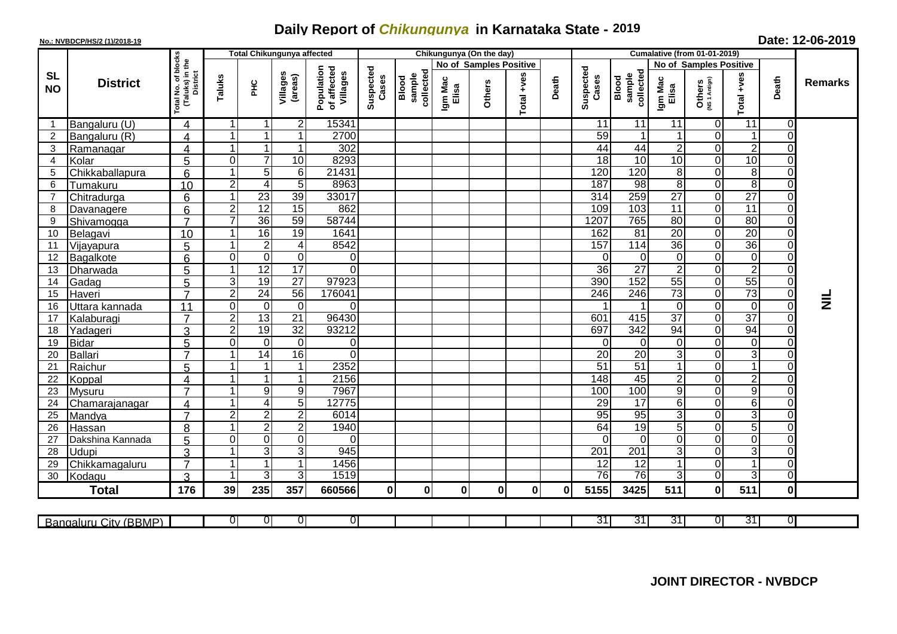# Daily Report of *Chikungunya* in Karnataka State - 2019

**No.: NVBDCP/HS/2 (1)/2018-19**

**Date: 12-06-2019**

| SL NO | District | Total No. of blocks (Taluks) in the District | Total Chikungunya affected | | | | Chikungunya (On the day) | | | | | | | Cumalative (from 01-01-2019) | | | | | | | Remarks |
|---|---|---|---|---|---|---|---|---|---|---|---|---|---|---|---|---|---|---|---|---|---|
| | | | Taluks | PHC | Villages (areas) | Population of affected Villages | Suspected Cases | Blood sample collected | No of Samples Positive | | | Death | Suspected Cases | Blood sample collected | No of Samples Positive | | | Death | |
| | | | | | | | | | Igm Mac Elisa | Others | Total +ves | | | | Igm Mac Elisa | Others (NS 1 Antign) | Total +ves | | |
| 1 | Bangaluru (U) | 4 | 1 | 1 | 2 | 15341 | | | | | | | 11 | 11 | 11 | 0 | 11 | 0 | NIL |
| 2 | Bangaluru (R) | 4 | 1 | 1 | 1 | 2700 | | | | | | | 59 | 1 | 1 | 0 | 1 | 0 | |
| 3 | Ramanagar | 4 | 1 | 1 | 1 | 302 | | | | | | | 44 | 44 | 2 | 0 | 2 | 0 | |
| 4 | Kolar | 5 | 0 | 7 | 10 | 8293 | | | | | | | 18 | 10 | 10 | 0 | 10 | 0 | |
| 5 | Chikkaballapura | 6 | 1 | 5 | 6 | 21431 | | | | | | | 120 | 120 | 8 | 0 | 8 | 0 | |
| 6 | Tumakuru | 10 | 2 | 4 | 5 | 8963 | | | | | | | 187 | 98 | 8 | 0 | 8 | 0 | |
| 7 | Chitradurga | 6 | 1 | 23 | 39 | 33017 | | | | | | | 314 | 259 | 27 | 0 | 27 | 0 | |
| 8 | Davanagere | 6 | 2 | 12 | 15 | 862 | | | | | | | 109 | 103 | 11 | 0 | 11 | 0 | |
| 9 | Shivamogga | 7 | 7 | 36 | 59 | 58744 | | | | | | | 1207 | 765 | 80 | 0 | 80 | 0 | |
| 10 | Belagavi | 10 | 1 | 16 | 19 | 1641 | | | | | | | 162 | 81 | 20 | 0 | 20 | 0 | |
| 11 | Vijayapura | 5 | 1 | 2 | 4 | 8542 | | | | | | | 157 | 114 | 36 | 0 | 36 | 0 | |
| 12 | Bagalkote | 6 | 0 | 0 | 0 | 0 | | | | | | | 0 | 0 | 0 | 0 | 0 | 0 | |
| 13 | Dharwada | 5 | 1 | 12 | 17 | 0 | | | | | | | 36 | 27 | 2 | 0 | 2 | 0 | |
| 14 | Gadag | 5 | 3 | 19 | 27 | 97923 | | | | | | | 390 | 152 | 55 | 0 | 55 | 0 | |
| 15 | Haveri | 7 | 2 | 24 | 56 | 176041 | | | | | | | 246 | 246 | 73 | 0 | 73 | 0 | |
| 16 | Uttara kannada | 11 | 0 | 0 | 0 | 0 | | | | | | | 1 | 1 | 0 | 0 | 0 | 0 | |
| 17 | Kalaburagi | 7 | 2 | 13 | 21 | 96430 | | | | | | | 601 | 415 | 37 | 0 | 37 | 0 | |
| 18 | Yadageri | 3 | 2 | 19 | 32 | 93212 | | | | | | | 697 | 342 | 94 | 0 | 94 | 0 | |
| 19 | Bidar | 5 | 0 | 0 | 0 | 0 | | | | | | | 0 | 0 | 0 | 0 | 0 | 0 | |
| 20 | Ballari | 7 | 1 | 14 | 16 | 0 | | | | | | | 20 | 20 | 3 | 0 | 3 | 0 | |
| 21 | Raichur | 5 | 1 | 1 | 1 | 2352 | | | | | | | 51 | 51 | 1 | 0 | 1 | 0 | |
| 22 | Koppal | 4 | 1 | 1 | 1 | 2156 | | | | | | | 148 | 45 | 2 | 0 | 2 | 0 | |
| 23 | Mysuru | 7 | 1 | 9 | 9 | 7967 | | | | | | | 100 | 100 | 9 | 0 | 9 | 0 | |
| 24 | Chamarajanagar | 4 | 1 | 4 | 5 | 12775 | | | | | | | 29 | 17 | 6 | 0 | 6 | 0 | |
| 25 | Mandya | 7 | 2 | 2 | 2 | 6014 | | | | | | | 95 | 95 | 3 | 0 | 3 | 0 | |
| 26 | Hassan | 8 | 1 | 2 | 2 | 1940 | | | | | | | 64 | 19 | 5 | 0 | 5 | 0 | |
| 27 | Dakshina Kannada | 5 | 0 | 0 | 0 | 0 | | | | | | | 0 | 0 | 0 | 0 | 0 | 0 | |
| 28 | Udupi | 3 | 1 | 3 | 3 | 945 | | | | | | | 201 | 201 | 3 | 0 | 3 | 0 | |
| 29 | Chikkamagaluru | 7 | 1 | 1 | 1 | 1456 | | | | | | | 12 | 12 | 1 | 0 | 1 | 0 | |
| 30 | Kodagu | 3 | 1 | 3 | 3 | 1519 | | | | | | | 76 | 76 | 3 | 0 | 3 | 0 | |
| | **Total** | **176** | **39** | **235** | **357** | **660566** | **0** | **0** | **0** | **0** | **0** | **0** | **5155** | **3425** | **511** | **0** | **511** | **0** | |

| | | | | | | | | | | | | | | | | | | | |
|---|---|---|---|---|---|---|---|---|---|---|---|---|---|---|---|---|---|---|---|
| Bangaluru City (BBMP) | | 0 | 0 | 0 | 0 | | | | | | | 31 | 31 | 31 | 0 | 31 | 0 | |

**JOINT DIRECTOR - NVBDCP**